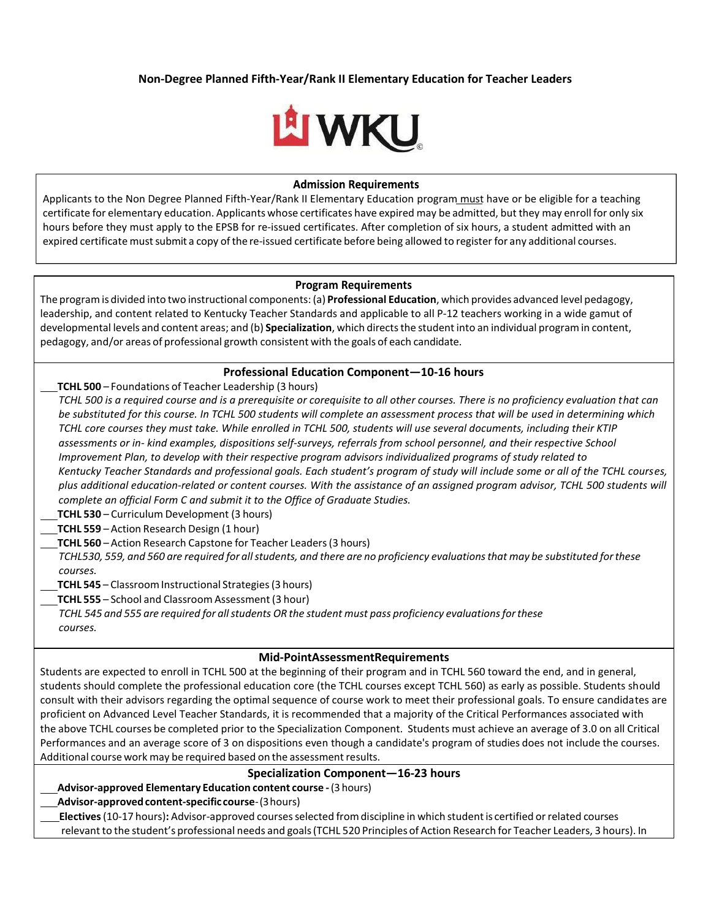# Non-Degree Planned Fifth-Year/Rank II Elementary Education for Teacher Leaders

WKU

## Admission Requirements

Applicants to the Non Degree Planned Fifth-Year/Rank II Elementary Education program must have or be eligible for a teaching certificate for elementary education. Applicants whose certificates have expired may be admitted, but they may enroll for only six hours before they must apply to the EPSB for re-issued certificates. After completion of six hours, a student admitted with an expired certificate must submit a copy of the re-issued certificate before being allowed to register for any additional courses.

## Program Requirements

The program is divided into two instructional components: (a) **Professional Education**, which provides advanced level pedagogy, leadership, and content related to Kentucky Teacher Standards and applicable to all P-12 teachers working in a wide gamut of developmental levels and content areas; and (b) **Specialization**, which directs the student into an individual program in content, pedagogy, and/or areas of professional growth consistent with the goals of each candidate.

### Professional Education Component—10-16 hours

\_\_\_**TCHL 500** – Foundations of Teacher Leadership (3 hours)

*TCHL 500 is a required course and is a prerequisite or corequisite to all other courses. There is no proficiency evaluation that can be substituted for this course. In TCHL 500 students will complete an assessment process that will be used in determining which TCHL core courses they must take. While enrolled in TCHL 500, students will use several documents, including their KTIP assessments or in- kind examples, dispositions self-surveys, referrals from school personnel, and their respective School Improvement Plan, to develop with their respective program advisors individualized programs of study related to Kentucky Teacher Standards and professional goals. Each student's program of study will include some or all of the TCHL courses, plus additional education-related or content courses. With the assistance of an assigned program advisor, TCHL 500 students will complete an official Form C and submit it to the Office of Graduate Studies.*

\_\_\_**TCHL 530** – Curriculum Development (3 hours)

\_\_\_**TCHL 559** – Action Research Design (1 hour)

\_\_\_**TCHL 560** – Action Research Capstone for Teacher Leaders (3 hours)

*TCHL530, 559, and 560 are required for all students, and there are no proficiency evaluations that may be substituted for these courses.*

\_\_\_**TCHL 545** – Classroom Instructional Strategies (3 hours)

\_\_\_**TCHL 555** – School and Classroom Assessment (3 hour)

*TCHL 545 and 555 are required for all students OR the student must pass proficiency evaluations for these courses.*

### Mid-Point Assessment Requirements

Students are expected to enroll in TCHL 500 at the beginning of their program and in TCHL 560 toward the end, and in general, students should complete the professional education core (the TCHL courses except TCHL 560) as early as possible. Students should consult with their advisors regarding the optimal sequence of course work to meet their professional goals. To ensure candidates are proficient on Advanced Level Teacher Standards, it is recommended that a majority of the Critical Performances associated with the above TCHL courses be completed prior to the Specialization Component. Students must achieve an average of 3.0 on all Critical Performances and an average score of 3 on dispositions even though a candidate's program of studies does not include the courses. Additional course work may be required based on the assessment results.

### Specialization Component—16-23 hours

\_\_\_**Advisor-approved Elementary Education content course -** (3 hours)

\_\_\_**Advisor-approved content-specific course**- (3 hours)

\_\_\_**Electives** (10-17 hours)**:** Advisor-approved courses selected from discipline in which student is certified or related courses relevant to the student's professional needs and goals (TCHL 520 Principles of Action Research for Teacher Leaders, 3 hours). In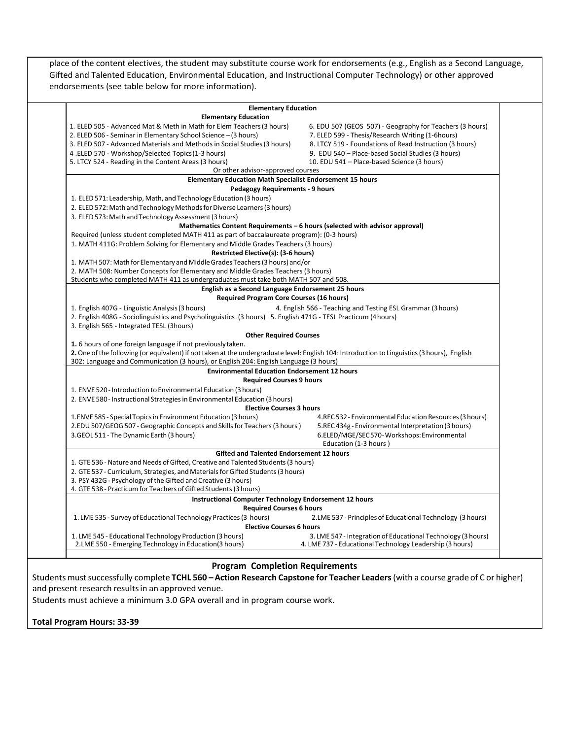place of the content electives, the student may substitute course work for endorsements (e.g., English as a Second Language, Gifted and Talented Education, Environmental Education, and Instructional Computer Technology) or other approved endorsements (see table below for more information).

**Elementary Education**

**Elementary Education**

1. ELED 505 - Advanced Mat & Meth in Math for Elem Teachers (3 hours)
2. ELED 506 - Seminar in Elementary School Science – (3 hours)
3. ELED 507 - Advanced Materials and Methods in Social Studies (3 hours)
4. ELED 570 - Workshop/Selected Topics (1-3 hours)
5. LTCY 524 - Reading in the Content Areas (3 hours)
6. EDU 507 (GEOS 507) - Geography for Teachers (3 hours)
7. ELED 599 - Thesis/Research Writing (1-6hours)
8. LTCY 519 - Foundations of Read Instruction (3 hours)
9. EDU 540 – Place-based Social Studies (3 hours)
10. EDU 541 – Place-based Science (3 hours)

Or other advisor-approved courses

**Elementary Education Math Specialist Endorsement 15 hours**

**Pedagogy Requirements - 9 hours**

1. ELED 571: Leadership, Math, and Technology Education (3 hours)
2. ELED 572: Math and Technology Methods for Diverse Learners (3 hours)
3. ELED 573: Math and Technology Assessment (3 hours)

**Mathematics Content Requirements – 6 hours (selected with advisor approval)**

Required (unless student completed MATH 411 as part of baccalaureate program): (0-3 hours)

1. MATH 411G: Problem Solving for Elementary and Middle Grades Teachers (3 hours)

**Restricted Elective(s): (3-6 hours)**

1. MATH 507: Math for Elementary and Middle Grades Teachers (3 hours) and/or
2. MATH 508: Number Concepts for Elementary and Middle Grades Teachers (3 hours)

Students who completed MATH 411 as undergraduates must take both MATH 507 and 508.

**English as a Second Language Endorsement 25 hours**

**Required Program Core Courses (16 hours)**

1. English 407G - Linguistic Analysis (3 hours)
2. English 408G - Sociolinguistics and Psycholinguistics (3 hours)
3. English 565 - Integrated TESL (3hours)
4. English 566 - Teaching and Testing ESL Grammar (3 hours)
5. English 471G - TESL Practicum (4 hours)

**Other Required Courses**

**1.** 6 hours of one foreign language if not previously taken.

**2.** One of the following (or equivalent) if not taken at the undergraduate level: English 104: Introduction to Linguistics (3 hours), English 302: Language and Communication (3 hours), or English 204: English Language (3 hours)

**Environmental Education Endorsement 12 hours**

**Required Courses 9 hours**

1. ENVE 520 - Introduction to Environmental Education (3 hours)
2. ENVE 580 - Instructional Strategies in Environmental Education (3 hours)

**Elective Courses 3 hours**

1. ENVE 585 - Special Topics in Environment Education (3 hours)
2. EDU 507/GEOG 507 - Geographic Concepts and Skills for Teachers (3 hours)
3. GEOL 511 - The Dynamic Earth (3 hours)
4. REC 532 - Environmental Education Resources (3 hours)
5. REC 434g - Environmental Interpretation (3 hours)
6. ELED/MGE/SEC 570 - Workshops: Environmental Education (1-3 hours)

**Gifted and Talented Endorsement 12 hours**

1. GTE 536 - Nature and Needs of Gifted, Creative and Talented Students (3 hours)
2. GTE 537 - Curriculum, Strategies, and Materials for Gifted Students (3 hours)
3. PSY 432G - Psychology of the Gifted and Creative (3 hours)
4. GTE 538 - Practicum for Teachers of Gifted Students (3 hours)

**Instructional Computer Technology Endorsement 12 hours**

**Required Courses 6 hours**

1. LME 535 - Survey of Educational Technology Practices (3 hours)
2. LME 537 - Principles of Educational Technology (3 hours)

**Elective Courses 6 hours**

1. LME 545 - Educational Technology Production (3 hours)
2. LME 550 - Emerging Technology in Education (3 hours)
3. LME 547 - Integration of Educational Technology (3 hours)
4. LME 737 - Educational Technology Leadership (3 hours)

## Program Completion Requirements

Students must successfully complete **TCHL 560 – Action Research Capstone for Teacher Leaders** (with a course grade of C or higher) and present research results in an approved venue.

Students must achieve a minimum 3.0 GPA overall and in program course work.

**Total Program Hours: 33-39**